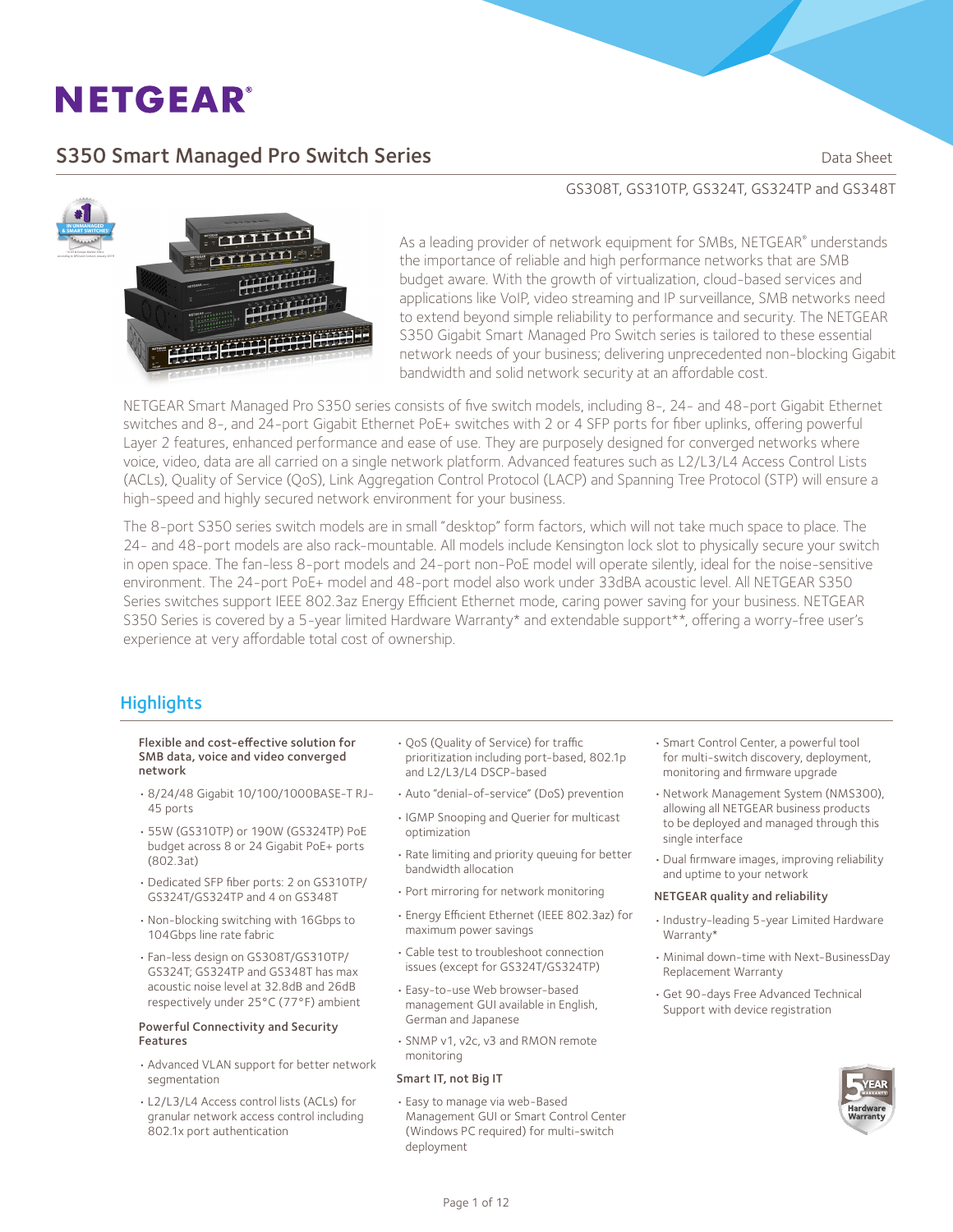# NETGEAR®

## S350 Smart Managed Pro Switch Series

Data Sheet

GS308T, GS310TP, GS324T, GS324TP and GS348T

As a leading provider of network equipment for SMBs, NETGEAR® understands the importance of reliable and high performance networks that are SMB budget aware. With the growth of virtualization, cloud-based services and applications like VoIP, video streaming and IP surveillance, SMB networks need to extend beyond simple reliability to performance and security. The NETGEAR S350 Gigabit Smart Managed Pro Switch series is tailored to these essential network needs of your business; delivering unprecedented non-blocking Gigabit bandwidth and solid network security at an affordable cost.

NETGEAR Smart Managed Pro S350 series consists of five switch models, including 8-, 24- and 48-port Gigabit Ethernet switches and 8-, and 24-port Gigabit Ethernet PoE+ switches with 2 or 4 SFP ports for fiber uplinks, offering powerful Layer 2 features, enhanced performance and ease of use. They are purposely designed for converged networks where voice, video, data are all carried on a single network platform. Advanced features such as L2/L3/L4 Access Control Lists (ACLs), Quality of Service (QoS), Link Aggregation Control Protocol (LACP) and Spanning Tree Protocol (STP) will ensure a high-speed and highly secured network environment for your business.

The 8-port S350 series switch models are in small "desktop" form factors, which will not take much space to place. The 24- and 48-port models are also rack-mountable. All models include Kensington lock slot to physically secure your switch in open space. The fan-less 8-port models and 24-port non-PoE model will operate silently, ideal for the noise-sensitive environment. The 24-port PoE+ model and 48-port model also work under 33dBA acoustic level. All NETGEAR S350 Series switches support IEEE 802.3az Energy Efficient Ethernet mode, caring power saving for your business. NETGEAR S350 Series is covered by a 5-year limited Hardware Warranty* and extendable support**, offering a worry-free user's experience at very affordable total cost of ownership.

## Highlights

**Flexible and cost-effective solution for SMB data, voice and video converged network**

- 8/24/48 Gigabit 10/100/1000BASE-T RJ-45 ports
- 55W (GS310TP) or 190W (GS324TP) PoE budget across 8 or 24 Gigabit PoE+ ports (802.3at)
- Dedicated SFP fiber ports: 2 on GS310TP/GS324T/GS324TP and 4 on GS348T
- Non-blocking switching with 16Gbps to 104Gbps line rate fabric
- Fan-less design on GS308T/GS310TP/GS324T; GS324TP and GS348T has max acoustic noise level at 32.8dB and 26dB respectively under 25°C (77°F) ambient

**Powerful Connectivity and Security Features**

- Advanced VLAN support for better network segmentation
- L2/L3/L4 Access control lists (ACLs) for granular network access control including 802.1x port authentication
- QoS (Quality of Service) for traffic prioritization including port-based, 802.1p and L2/L3/L4 DSCP-based
- Auto "denial-of-service" (DoS) prevention
- IGMP Snooping and Querier for multicast optimization
- Rate limiting and priority queuing for better bandwidth allocation
- Port mirroring for network monitoring
- Energy Efficient Ethernet (IEEE 802.3az) for maximum power savings
- Cable test to troubleshoot connection issues (except for GS324T/GS324TP)
- Easy-to-use Web browser-based management GUI available in English, German and Japanese
- SNMP v1, v2c, v3 and RMON remote monitoring

**Smart IT, not Big IT**

- Easy to manage via web-Based Management GUI or Smart Control Center (Windows PC required) for multi-switch deployment
- Smart Control Center, a powerful tool for multi-switch discovery, deployment, monitoring and firmware upgrade
- Network Management System (NMS300), allowing all NETGEAR business products to be deployed and managed through this single interface
- Dual firmware images, improving reliability and uptime to your network

**NETGEAR quality and reliability**

- Industry-leading 5-year Limited Hardware Warranty*
- Minimal down-time with Next-BusinessDay Replacement Warranty
- Get 90-days Free Advanced Technical Support with device registration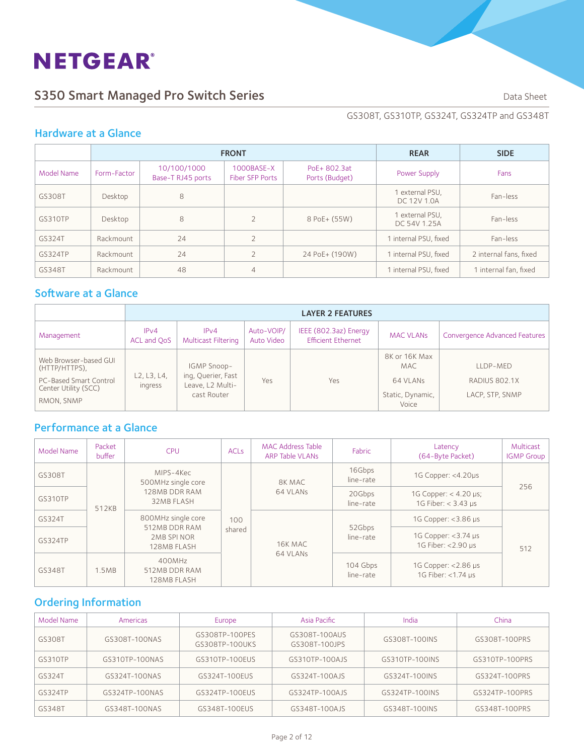# NETGEAR

## S350 Smart Managed Pro Switch Series

Data Sheet

GS308T, GS310TP, GS324T, GS324TP and GS348T

### Hardware at a Glance

| | FRONT | | | | REAR | SIDE |
|---|---|---|---|---|---|---|
| Model Name | Form-Factor | 10/100/1000 Base-T RJ45 ports | 1000BASE-X Fiber SFP Ports | PoE+ 802.3at Ports (Budget) | Power Supply | Fans |
| GS308T | Desktop | 8 | | | 1 external PSU, DC 12V 1.0A | Fan-less |
| GS310TP | Desktop | 8 | 2 | 8 PoE+ (55W) | 1 external PSU, DC 54V 1.25A | Fan-less |
| GS324T | Rackmount | 24 | 2 | | 1 internal PSU, fixed | Fan-less |
| GS324TP | Rackmount | 24 | 2 | 24 PoE+ (190W) | 1 internal PSU, fixed | 2 internal fans, fixed |
| GS348T | Rackmount | 48 | 4 | | 1 internal PSU, fixed | 1 internal fan, fixed |

### Software at a Glance

| | LAYER 2 FEATURES | | | | | |
|---|---|---|---|---|---|---|
| Management | IPv4 ACL and QoS | IPv4 Multicast Filtering | Auto-VOIP/ Auto Video | IEEE (802.3az) Energy Efficient Ethernet | MAC VLANs | Convergence Advanced Features |
| Web Browser-based GUI (HTTP/HTTPS), PC-Based Smart Control Center Utility (SCC), RMON, SNMP | L2, L3, L4, ingress | IGMP Snooping, Querier, Fast Leave, L2 Multicast Router | Yes | Yes | 8K or 16K Max MAC, 64 VLANs, Static, Dynamic, Voice | LLDP-MED, RADIUS 802.1X, LACP, STP, SNMP |

### Performance at a Glance

| Model Name | Packet buffer | CPU | ACLs | MAC Address Table ARP Table VLANs | Fabric | Latency (64-Byte Packet) | Multicast IGMP Group |
|---|---|---|---|---|---|---|---|
| GS308T | 512KB | MIPS-4Kec 500MHz single core 128MB DDR RAM 32MB FLASH | 100 shared | 8K MAC 64 VLANs | 16Gbps line-rate | 1G Copper: <4.20µs | 256 |
| GS310TP | 512KB | MIPS-4Kec 500MHz single core 128MB DDR RAM 32MB FLASH | 100 shared | 8K MAC 64 VLANs | 20Gbps line-rate | 1G Copper: < 4.20 µs; 1G Fiber: < 3.43 µs | 256 |
| GS324T | 512KB | 800MHz single core 512MB DDR RAM 2MB SPI NOR 128MB FLASH | 100 shared | 16K MAC 64 VLANs | 52Gbps line-rate | 1G Copper: <3.86 µs | 512 |
| GS324TP | 512KB | 800MHz single core 512MB DDR RAM 2MB SPI NOR 128MB FLASH | 100 shared | 16K MAC 64 VLANs | 52Gbps line-rate | 1G Copper: <3.74 µs 1G Fiber: <2.90 µs | 512 |
| GS348T | 1.5MB | 400MHz 512MB DDR RAM 128MB FLASH | 100 shared | 16K MAC 64 VLANs | 104 Gbps line-rate | 1G Copper: <2.86 µs 1G Fiber: <1.74 µs | 512 |

### Ordering Information

| Model Name | Americas | Europe | Asia Pacific | India | China |
|---|---|---|---|---|---|
| GS308T | GS308T-100NAS | GS308TP-100PES GS308TP-100UKS | GS308T-100AUS GS308T-100JPS | GS308T-100INS | GS308T-100PRS |
| GS310TP | GS310TP-100NAS | GS310TP-100EUS | GS310TP-100AJS | GS310TP-100INS | GS310TP-100PRS |
| GS324T | GS324T-100NAS | GS324T-100EUS | GS324T-100AJS | GS324T-100INS | GS324T-100PRS |
| GS324TP | GS324TP-100NAS | GS324TP-100EUS | GS324TP-100AJS | GS324TP-100INS | GS324TP-100PRS |
| GS348T | GS348T-100NAS | GS348T-100EUS | GS348T-100AJS | GS348T-100INS | GS348T-100PRS |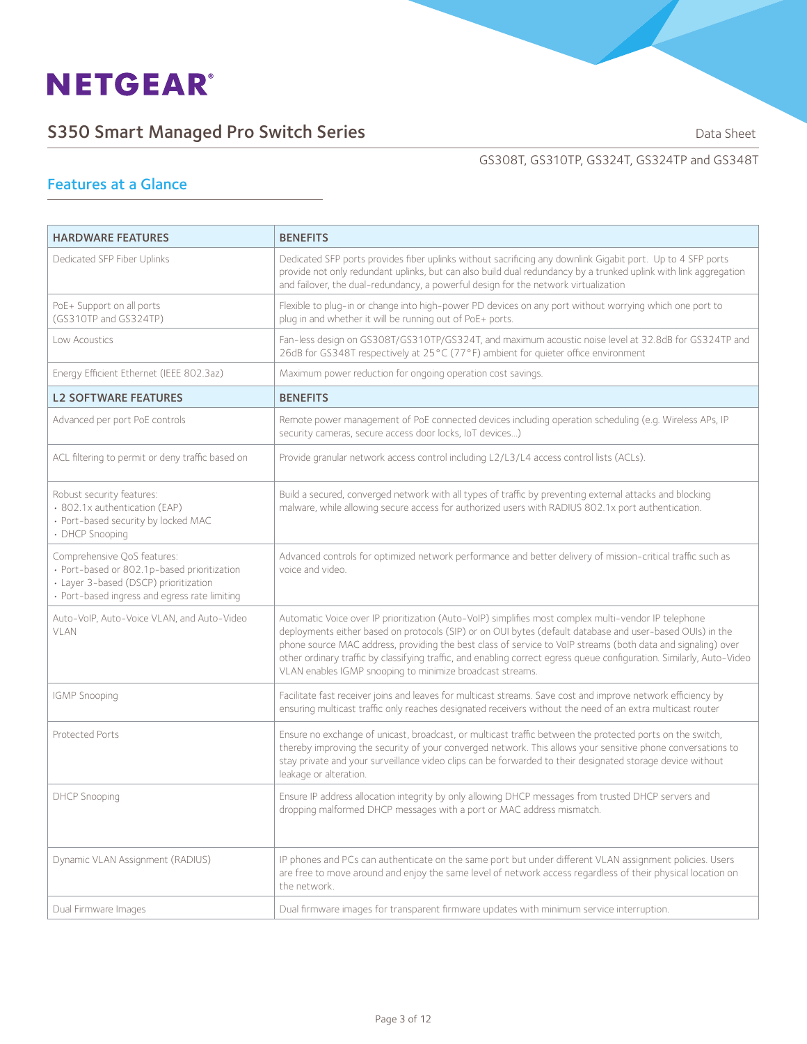# NETGEAR

## S350 Smart Managed Pro Switch Series

Data Sheet

GS308T, GS310TP, GS324T, GS324TP and GS348T

### Features at a Glance

| HARDWARE FEATURES | BENEFITS |
|---|---|
| Dedicated SFP Fiber Uplinks | Dedicated SFP ports provides fiber uplinks without sacrificing any downlink Gigabit port. Up to 4 SFP ports provide not only redundant uplinks, but can also build dual redundancy by a trunked uplink with link aggregation and failover, the dual-redundancy, a powerful design for the network virtualization |
| PoE+ Support on all ports (GS310TP and GS324TP) | Flexible to plug-in or change into high-power PD devices on any port without worrying which one port to plug in and whether it will be running out of PoE+ ports. |
| Low Acoustics | Fan-less design on GS308T/GS310TP/GS324T, and maximum acoustic noise level at 32.8dB for GS324TP and 26dB for GS348T respectively at 25°C (77°F) ambient for quieter office environment |
| Energy Efficient Ethernet (IEEE 802.3az) | Maximum power reduction for ongoing operation cost savings. |
| **L2 SOFTWARE FEATURES** | **BENEFITS** |
| Advanced per port PoE controls | Remote power management of PoE connected devices including operation scheduling (e.g. Wireless APs, IP security cameras, secure access door locks, IoT devices...) |
| ACL filtering to permit or deny traffic based on | Provide granular network access control including L2/L3/L4 access control lists (ACLs). |
| Robust security features:<br>• 802.1x authentication (EAP)<br>• Port-based security by locked MAC<br>• DHCP Snooping | Build a secured, converged network with all types of traffic by preventing external attacks and blocking malware, while allowing secure access for authorized users with RADIUS 802.1x port authentication. |
| Comprehensive QoS features:<br>• Port-based or 802.1p-based prioritization<br>• Layer 3-based (DSCP) prioritization<br>• Port-based ingress and egress rate limiting | Advanced controls for optimized network performance and better delivery of mission-critical traffic such as voice and video. |
| Auto-VoIP, Auto-Voice VLAN, and Auto-Video VLAN | Automatic Voice over IP prioritization (Auto-VoIP) simplifies most complex multi-vendor IP telephone deployments either based on protocols (SIP) or on OUI bytes (default database and user-based OUIs) in the phone source MAC address, providing the best class of service to VoIP streams (both data and signaling) over other ordinary traffic by classifying traffic, and enabling correct egress queue configuration. Similarly, Auto-Video VLAN enables IGMP snooping to minimize broadcast streams. |
| IGMP Snooping | Facilitate fast receiver joins and leaves for multicast streams. Save cost and improve network efficiency by ensuring multicast traffic only reaches designated receivers without the need of an extra multicast router |
| Protected Ports | Ensure no exchange of unicast, broadcast, or multicast traffic between the protected ports on the switch, thereby improving the security of your converged network. This allows your sensitive phone conversations to stay private and your surveillance video clips can be forwarded to their designated storage device without leakage or alteration. |
| DHCP Snooping | Ensure IP address allocation integrity by only allowing DHCP messages from trusted DHCP servers and dropping malformed DHCP messages with a port or MAC address mismatch. |
| Dynamic VLAN Assignment (RADIUS) | IP phones and PCs can authenticate on the same port but under different VLAN assignment policies. Users are free to move around and enjoy the same level of network access regardless of their physical location on the network. |
| Dual Firmware Images | Dual firmware images for transparent firmware updates with minimum service interruption. |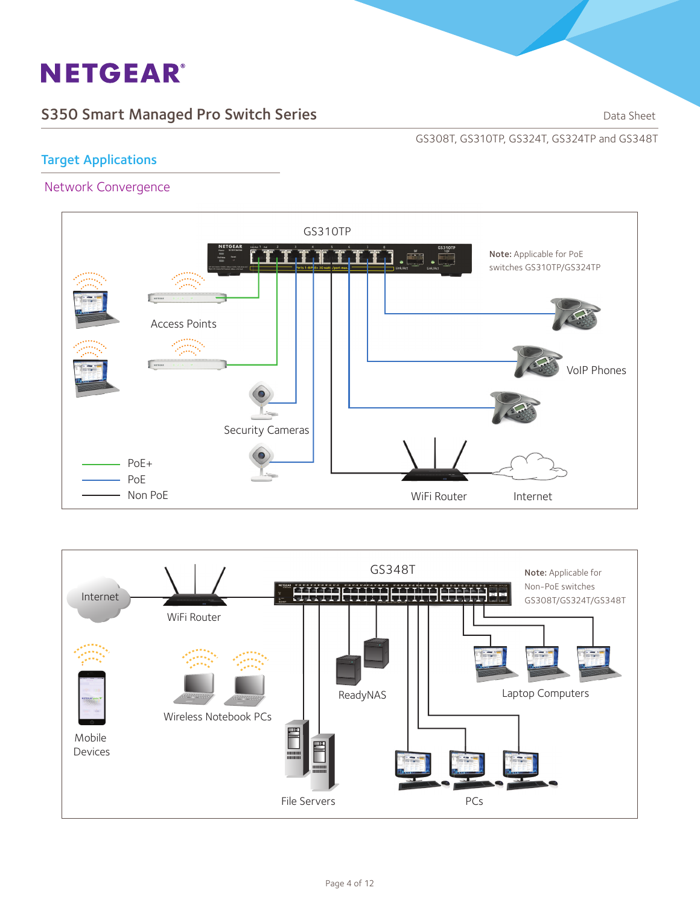## Target Applications

### Network Convergence

GS310TP

**Note:** Applicable for PoE switches GS310TP/GS324TP

Access Points

VoIP Phones

Security Cameras

PoE+

PoE

Non PoE

WiFi Router

Internet

GS348T

**Note:** Applicable for Non-PoE switches GS308T/GS324T/GS348T

Internet

WiFi Router

Mobile Devices

Wireless Notebook PCs

ReadyNAS

Laptop Computers

File Servers

PCs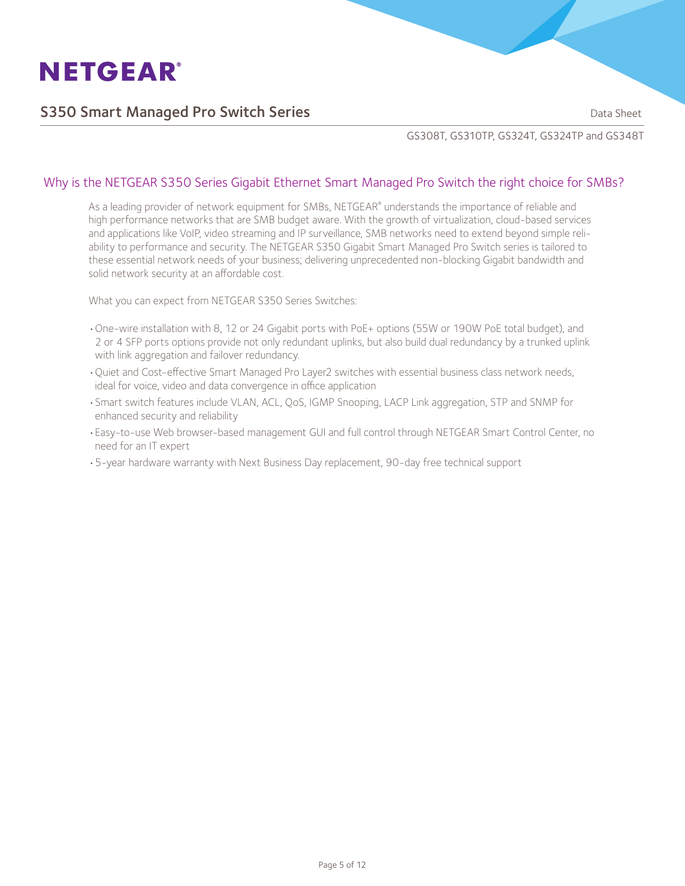## Why is the NETGEAR S350 Series Gigabit Ethernet Smart Managed Pro Switch the right choice for SMBs?

As a leading provider of network equipment for SMBs, NETGEAR® understands the importance of reliable and high performance networks that are SMB budget aware. With the growth of virtualization, cloud-based services and applications like VoIP, video streaming and IP surveillance, SMB networks need to extend beyond simple reliability to performance and security. The NETGEAR S350 Gigabit Smart Managed Pro Switch series is tailored to these essential network needs of your business; delivering unprecedented non-blocking Gigabit bandwidth and solid network security at an affordable cost.

What you can expect from NETGEAR S350 Series Switches:

- One-wire installation with 8, 12 or 24 Gigabit ports with PoE+ options (55W or 190W PoE total budget), and 2 or 4 SFP ports options provide not only redundant uplinks, but also build dual redundancy by a trunked uplink with link aggregation and failover redundancy.
- Quiet and Cost-effective Smart Managed Pro Layer2 switches with essential business class network needs, ideal for voice, video and data convergence in office application
- Smart switch features include VLAN, ACL, QoS, IGMP Snooping, LACP Link aggregation, STP and SNMP for enhanced security and reliability
- Easy-to-use Web browser-based management GUI and full control through NETGEAR Smart Control Center, no need for an IT expert
- 5-year hardware warranty with Next Business Day replacement, 90-day free technical support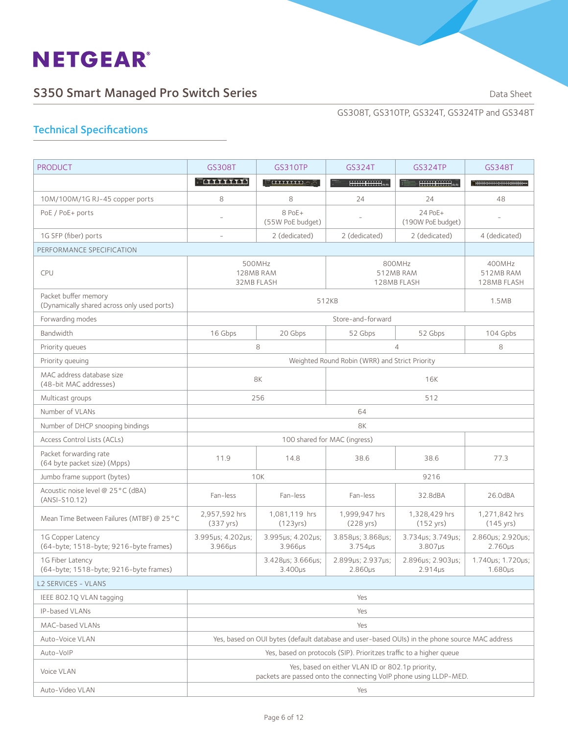# NETGEAR

## S350 Smart Managed Pro Switch Series

Data Sheet

GS308T, GS310TP, GS324T, GS324TP and GS348T

### Technical Specifications

| PRODUCT | GS308T | GS310TP | GS324T | GS324TP | GS348T |
|---|---|---|---|---|---|
| | | | | | |
| 10M/100M/1G RJ-45 copper ports | 8 | 8 | 24 | 24 | 48 |
| PoE / PoE+ ports | - | 8 PoE+ (55W PoE budget) | - | 24 PoE+ (190W PoE budget) | - |
| 1G SFP (fiber) ports | - | 2 (dedicated) | 2 (dedicated) | 2 (dedicated) | 4 (dedicated) |
| PERFORMANCE SPECIFICATION | | | | | |
| CPU | 500MHz 128MB RAM 32MB FLASH | | 800MHz 512MB RAM 128MB FLASH | | 400MHz 512MB RAM 128MB FLASH |
| Packet buffer memory (Dynamically shared across only used ports) | 512KB | | | | 1.5MB |
| Forwarding modes | Store-and-forward | | | | |
| Bandwidth | 16 Gbps | 20 Gbps | 52 Gbps | 52 Gbps | 104 Gpbs |
| Priority queues | 8 | | 4 | | 8 |
| Priority queuing | Weighted Round Robin (WRR) and Strict Priority | | | | |
| MAC address database size (48-bit MAC addresses) | 8K | | 16K | | |
| Multicast groups | 256 | | 512 | | |
| Number of VLANs | 64 | | | | |
| Number of DHCP snooping bindings | 8K | | | | |
| Access Control Lists (ACLs) | 100 shared for MAC (ingress) | | | | |
| Packet forwarding rate (64 byte packet size) (Mpps) | 11.9 | 14.8 | 38.6 | 38.6 | 77.3 |
| Jumbo frame support (bytes) | 10K | | 9216 | | |
| Acoustic noise level @ 25°C (dBA) (ANSI-S10.12) | Fan-less | Fan-less | Fan-less | 32.8dBA | 26.0dBA |
| Mean Time Between Failures (MTBF) @ 25°C | 2,957,592 hrs (337 yrs) | 1,081,119 hrs (123yrs) | 1,999,947 hrs (228 yrs) | 1,328,429 hrs (152 yrs) | 1,271,842 hrs (145 yrs) |
| 1G Copper Latency (64-byte; 1518-byte; 9216-byte frames) | 3.995μs; 4.202μs; 3.966μs | 3.995μs; 4.202μs; 3.966μs | 3.858μs; 3.868μs; 3.754μs | 3.734μs; 3.749μs; 3.807μs | 2.860μs; 2.920μs; 2.760μs |
| 1G Fiber Latency (64-byte; 1518-byte; 9216-byte frames) | | 3.428μs; 3.666μs; 3.400μs | 2.899μs; 2.937μs; 2.860μs | 2.896μs; 2.903μs; 2.914μs | 1.740μs; 1.720μs; 1.680μs |
| L2 SERVICES - VLANS | | | | | |
| IEEE 802.1Q VLAN tagging | Yes | | | | |
| IP-based VLANs | Yes | | | | |
| MAC-based VLANs | Yes | | | | |
| Auto-Voice VLAN | Yes, based on OUI bytes (default database and user-based OUIs) in the phone source MAC address | | | | |
| Auto-VoIP | Yes, based on protocols (SIP). Prioritzes traffic to a higher queue | | | | |
| Voice VLAN | Yes, based on either VLAN ID or 802.1p priority, packets are passed onto the connecting VoIP phone using LLDP-MED. | | | | |
| Auto-Video VLAN | Yes | | | | |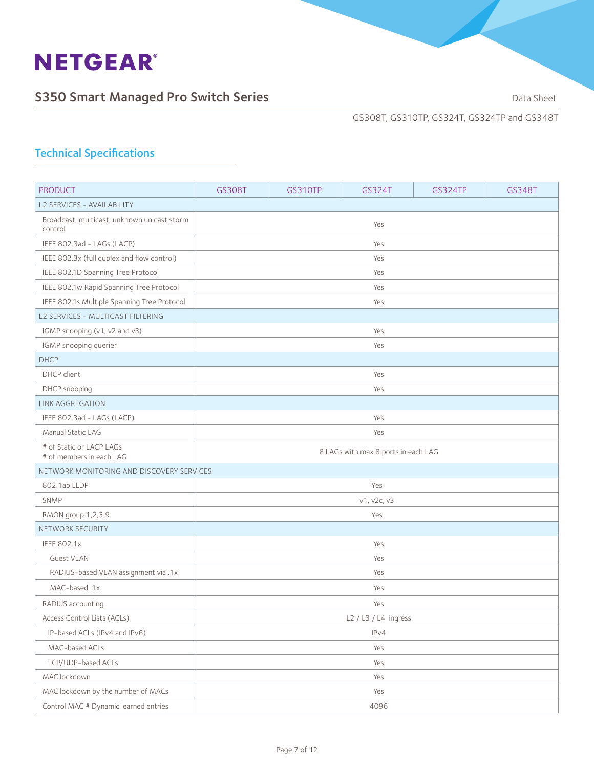# NETGEAR

## S350 Smart Managed Pro Switch Series

Data Sheet

GS308T, GS310TP, GS324T, GS324TP and GS348T

### Technical Specifications

| PRODUCT | GS308T | GS310TP | GS324T | GS324TP | GS348T |
|---|---|---|---|---|---|
| L2 SERVICES - AVAILABILITY | | | | | |
| Broadcast, multicast, unknown unicast storm control | Yes | | | | |
| IEEE 802.3ad - LAGs (LACP) | Yes | | | | |
| IEEE 802.3x (full duplex and flow control) | Yes | | | | |
| IEEE 802.1D Spanning Tree Protocol | Yes | | | | |
| IEEE 802.1w Rapid Spanning Tree Protocol | Yes | | | | |
| IEEE 802.1s Multiple Spanning Tree Protocol | Yes | | | | |
| L2 SERVICES - MULTICAST FILTERING | | | | | |
| IGMP snooping (v1, v2 and v3) | Yes | | | | |
| IGMP snooping querier | Yes | | | | |
| DHCP | | | | | |
| DHCP client | Yes | | | | |
| DHCP snooping | Yes | | | | |
| LINK AGGREGATION | | | | | |
| IEEE 802.3ad - LAGs (LACP) | Yes | | | | |
| Manual Static LAG | Yes | | | | |
| # of Static or LACP LAGs<br># of members in each LAG | 8 LAGs with max 8 ports in each LAG | | | | |
| NETWORK MONITORING AND DISCOVERY SERVICES | | | | | |
| 802.1ab LLDP | Yes | | | | |
| SNMP | v1, v2c, v3 | | | | |
| RMON group 1,2,3,9 | Yes | | | | |
| NETWORK SECURITY | | | | | |
| IEEE 802.1x | Yes | | | | |
| Guest VLAN | Yes | | | | |
| RADIUS-based VLAN assignment via .1x | Yes | | | | |
| MAC-based .1x | Yes | | | | |
| RADIUS accounting | Yes | | | | |
| Access Control Lists (ACLs) | L2 / L3 / L4 ingress | | | | |
| IP-based ACLs (IPv4 and IPv6) | IPv4 | | | | |
| MAC-based ACLs | Yes | | | | |
| TCP/UDP-based ACLs | Yes | | | | |
| MAC lockdown | Yes | | | | |
| MAC lockdown by the number of MACs | Yes | | | | |
| Control MAC # Dynamic learned entries | 4096 | | | | |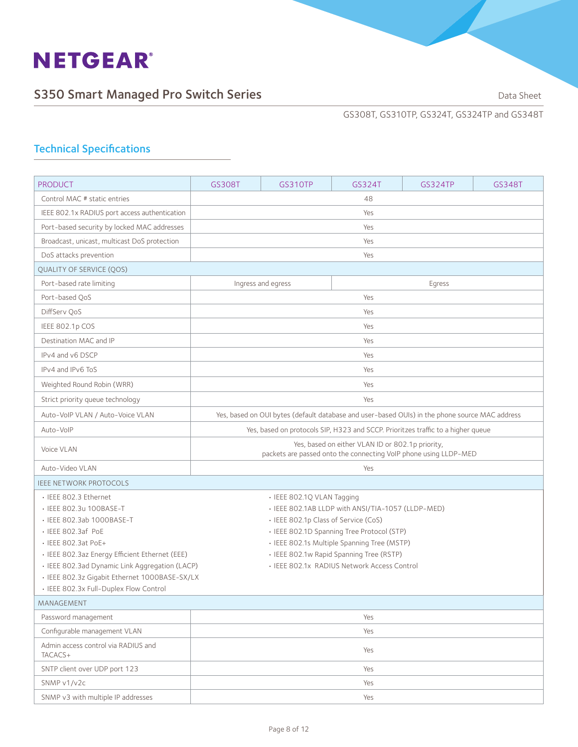# S350 Smart Managed Pro Switch Series

Data Sheet

GS308T, GS310TP, GS324T, GS324TP and GS348T

## Technical Specifications

| PRODUCT | GS308T | GS310TP | GS324T | GS324TP | GS348T |
|---|---|---|---|---|---|
| Control MAC # static entries | 48 | | | | |
| IEEE 802.1x RADIUS port access authentication | Yes | | | | |
| Port-based security by locked MAC addresses | Yes | | | | |
| Broadcast, unicast, multicast DoS protection | Yes | | | | |
| DoS attacks prevention | Yes | | | | |
| QUALITY OF SERVICE (QOS) | | | | | |
| Port-based rate limiting | Ingress and egress | | Egress | | |
| Port-based QoS | Yes | | | | |
| DiffServ QoS | Yes | | | | |
| IEEE 802.1p COS | Yes | | | | |
| Destination MAC and IP | Yes | | | | |
| IPv4 and v6 DSCP | Yes | | | | |
| IPv4 and IPv6 ToS | Yes | | | | |
| Weighted Round Robin (WRR) | Yes | | | | |
| Strict priority queue technology | Yes | | | | |
| Auto-VoIP VLAN / Auto-Voice VLAN | Yes, based on OUI bytes (default database and user-based OUIs) in the phone source MAC address | | | | |
| Auto-VoIP | Yes, based on protocols SIP, H323 and SCCP. Prioritzes traffic to a higher queue | | | | |
| Voice VLAN | Yes, based on either VLAN ID or 802.1p priority, packets are passed onto the connecting VoIP phone using LLDP-MED | | | | |
| Auto-Video VLAN | Yes | | | | |
| IEEE NETWORK PROTOCOLS | | | | | |
| • IEEE 802.3 Ethernet<br>• IEEE 802.3u 100BASE-T<br>• IEEE 802.3ab 1000BASE-T<br>• IEEE 802.3af PoE<br>• IEEE 802.3at PoE+<br>• IEEE 802.3az Energy Efficient Ethernet (EEE)<br>• IEEE 802.3ad Dynamic Link Aggregation (LACP)<br>• IEEE 802.3z Gigabit Ethernet 1000BASE-SX/LX<br>• IEEE 802.3x Full-Duplex Flow Control | • IEEE 802.1Q VLAN Tagging<br>• IEEE 802.1AB LLDP with ANSI/TIA-1057 (LLDP-MED)<br>• IEEE 802.1p Class of Service (CoS)<br>• IEEE 802.1D Spanning Tree Protocol (STP)<br>• IEEE 802.1s Multiple Spanning Tree (MSTP)<br>• IEEE 802.1w Rapid Spanning Tree (RSTP)<br>• IEEE 802.1x RADIUS Network Access Control | | | | |
| MANAGEMENT | | | | | |
| Password management | Yes | | | | |
| Configurable management VLAN | Yes | | | | |
| Admin access control via RADIUS and TACACS+ | Yes | | | | |
| SNTP client over UDP port 123 | Yes | | | | |
| SNMP v1/v2c | Yes | | | | |
| SNMP v3 with multiple IP addresses | Yes | | | | |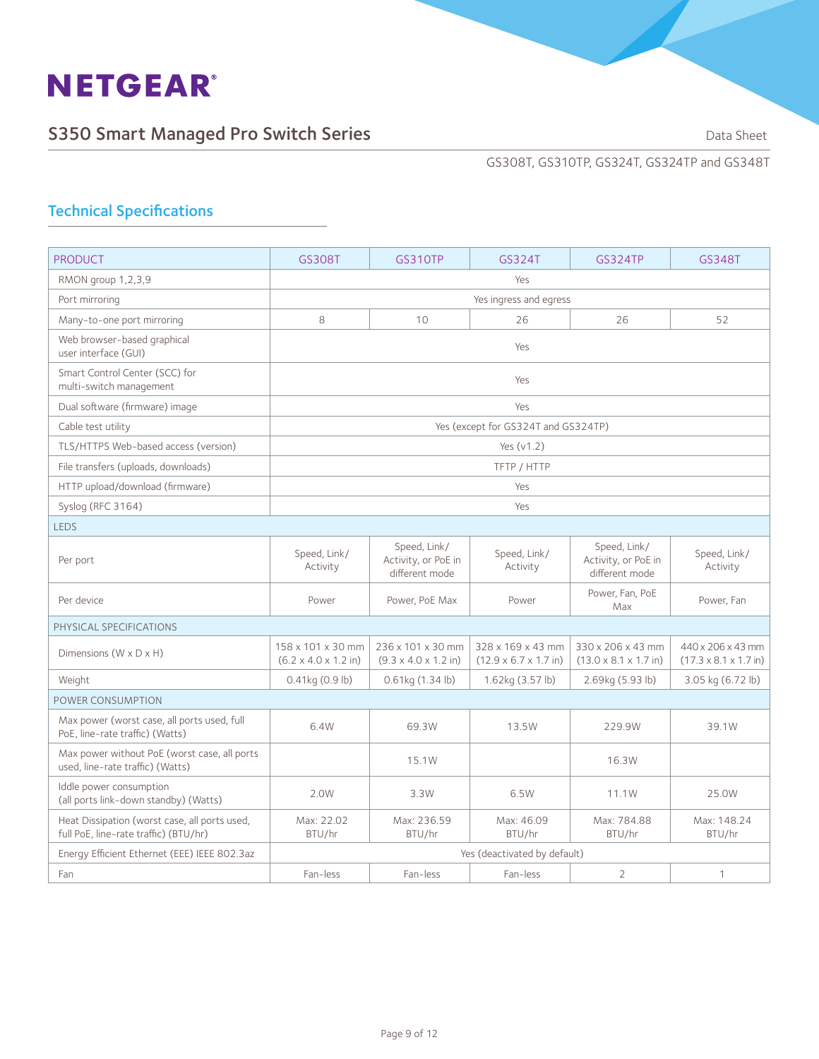# S350 Smart Managed Pro Switch Series

Data Sheet

GS308T, GS310TP, GS324T, GS324TP and GS348T

## Technical Specifications

| PRODUCT | GS308T | GS310TP | GS324T | GS324TP | GS348T |
|---|---|---|---|---|---|
| RMON group 1,2,3,9 | Yes | | | | |
| Port mirroring | Yes ingress and egress | | | | |
| Many-to-one port mirroring | 8 | 10 | 26 | 26 | 52 |
| Web browser-based graphical user interface (GUI) | Yes | | | | |
| Smart Control Center (SCC) for multi-switch management | Yes | | | | |
| Dual software (firmware) image | Yes | | | | |
| Cable test utility | Yes (except for GS324T and GS324TP) | | | | |
| TLS/HTTPS Web-based access (version) | Yes (v1.2) | | | | |
| File transfers (uploads, downloads) | TFTP / HTTP | | | | |
| HTTP upload/download (firmware) | Yes | | | | |
| Syslog (RFC 3164) | Yes | | | | |
| LEDS | | | | | |
| Per port | Speed, Link/ Activity | Speed, Link/ Activity, or PoE in different mode | Speed, Link/ Activity | Speed, Link/ Activity, or PoE in different mode | Speed, Link/ Activity |
| Per device | Power | Power, PoE Max | Power | Power, Fan, PoE Max | Power, Fan |
| PHYSICAL SPECIFICATIONS | | | | | |
| Dimensions (W x D x H) | 158 x 101 x 30 mm (6.2 x 4.0 x 1.2 in) | 236 x 101 x 30 mm (9.3 x 4.0 x 1.2 in) | 328 x 169 x 43 mm (12.9 x 6.7 x 1.7 in) | 330 x 206 x 43 mm (13.0 x 8.1 x 1.7 in) | 440 x 206 x 43 mm (17.3 x 8.1 x 1.7 in) |
| Weight | 0.41kg (0.9 lb) | 0.61kg (1.34 lb) | 1.62kg (3.57 lb) | 2.69kg (5.93 lb) | 3.05 kg (6.72 lb) |
| POWER CONSUMPTION | | | | | |
| Max power (worst case, all ports used, full PoE, line-rate traffic) (Watts) | 6.4W | 69.3W | 13.5W | 229.9W | 39.1W |
| Max power without PoE (worst case, all ports used, line-rate traffic) (Watts) | | 15.1W | | 16.3W | |
| Iddle power consumption (all ports link-down standby) (Watts) | 2.0W | 3.3W | 6.5W | 11.1W | 25.0W |
| Heat Dissipation (worst case, all ports used, full PoE, line-rate traffic) (BTU/hr) | Max: 22.02 BTU/hr | Max: 236.59 BTU/hr | Max: 46.09 BTU/hr | Max: 784.88 BTU/hr | Max: 148.24 BTU/hr |
| Energy Efficient Ethernet (EEE) IEEE 802.3az | Yes (deactivated by default) | | | | |
| Fan | Fan-less | Fan-less | Fan-less | 2 | 1 |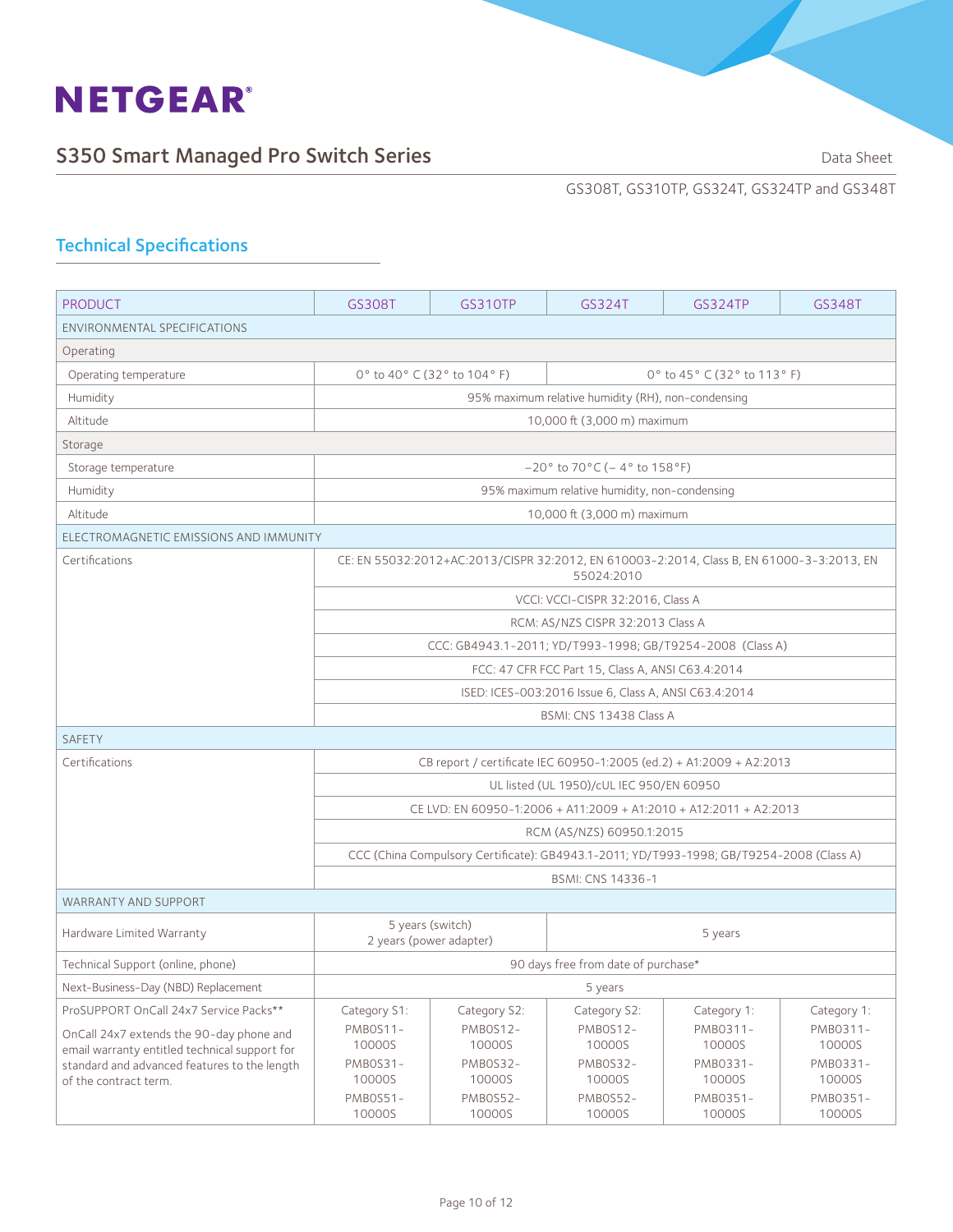## Technical Specifications

| PRODUCT | GS308T | GS310TP | GS324T | GS324TP | GS348T |
|---|---|---|---|---|---|
| ENVIRONMENTAL SPECIFICATIONS | | | | | |
| Operating | | | | | |
| Operating temperature | 0° to 40° C (32° to 104° F) | | 0° to 45° C (32° to 113° F) | | |
| Humidity | 95% maximum relative humidity (RH), non-condensing | | | | |
| Altitude | 10,000 ft (3,000 m) maximum | | | | |
| Storage | | | | | |
| Storage temperature | –20° to 70°C (– 4° to 158°F) | | | | |
| Humidity | 95% maximum relative humidity, non-condensing | | | | |
| Altitude | 10,000 ft (3,000 m) maximum | | | | |
| ELECTROMAGNETIC EMISSIONS AND IMMUNITY | | | | | |
| Certifications | CE: EN 55032:2012+AC:2013/CISPR 32:2012, EN 610003-2:2014, Class B, EN 61000-3-3:2013, EN 55024:2010 | | | | |
| | VCCI: VCCI-CISPR 32:2016, Class A | | | | |
| | RCM: AS/NZS CISPR 32:2013 Class A | | | | |
| | CCC: GB4943.1-2011; YD/T993-1998; GB/T9254-2008 (Class A) | | | | |
| | FCC: 47 CFR FCC Part 15, Class A, ANSI C63.4:2014 | | | | |
| | ISED: ICES-003:2016 Issue 6, Class A, ANSI C63.4:2014 | | | | |
| | BSMI: CNS 13438 Class A | | | | |
| SAFETY | | | | | |
| Certifications | CB report / certificate IEC 60950-1:2005 (ed.2) + A1:2009 + A2:2013 | | | | |
| | UL listed (UL 1950)/cUL IEC 950/EN 60950 | | | | |
| | CE LVD: EN 60950-1:2006 + A11:2009 + A1:2010 + A12:2011 + A2:2013 | | | | |
| | RCM (AS/NZS) 60950.1:2015 | | | | |
| | CCC (China Compulsory Certificate): GB4943.1-2011; YD/T993-1998; GB/T9254-2008 (Class A) | | | | |
| | BSMI: CNS 14336-1 | | | | |
| WARRANTY AND SUPPORT | | | | | |
| Hardware Limited Warranty | 5 years (switch)<br>2 years (power adapter) | | 5 years | | |
| Technical Support (online, phone) | 90 days free from date of purchase* | | | | |
| Next-Business-Day (NBD) Replacement | 5 years | | | | |
| ProSUPPORT OnCall 24x7 Service Packs**<br>OnCall 24x7 extends the 90-day phone and email warranty entitled technical support for standard and advanced features to the length of the contract term. | Category S1:<br>PMB0S11-10000S<br>PMB0S31-10000S<br>PMB0S51-10000S | Category S2:<br>PMB0S12-10000S<br>PMB0S32-10000S<br>PMB0S52-10000S | Category S2:<br>PMB0S12-10000S<br>PMB0S32-10000S<br>PMB0S52-10000S | Category 1:<br>PMB0311-10000S<br>PMB0331-10000S<br>PMB0351-10000S | Category 1:<br>PMB0311-10000S<br>PMB0331-10000S<br>PMB0351-10000S |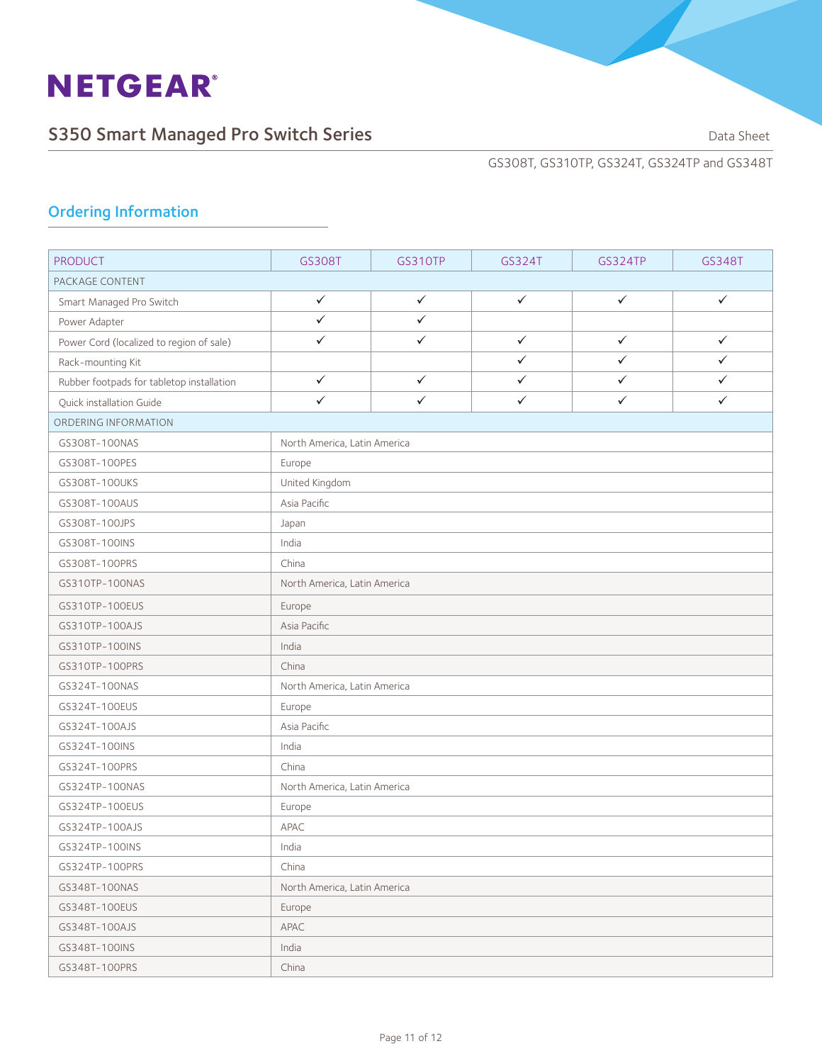## Ordering Information

| PRODUCT | GS308T | GS310TP | GS324T | GS324TP | GS348T |
|---|---|---|---|---|---|
| PACKAGE CONTENT | | | | | |
| Smart Managed Pro Switch | ✓ | ✓ | ✓ | ✓ | ✓ |
| Power Adapter | ✓ | ✓ | | | |
| Power Cord (localized to region of sale) | ✓ | ✓ | ✓ | ✓ | ✓ |
| Rack-mounting Kit | | | ✓ | ✓ | ✓ |
| Rubber footpads for tabletop installation | ✓ | ✓ | ✓ | ✓ | ✓ |
| Quick installation Guide | ✓ | ✓ | ✓ | ✓ | ✓ |
| ORDERING INFORMATION | | | | | |
| GS308T-100NAS | North America, Latin America | | | | |
| GS308T-100PES | Europe | | | | |
| GS308T-100UKS | United Kingdom | | | | |
| GS308T-100AUS | Asia Pacific | | | | |
| GS308T-100JPS | Japan | | | | |
| GS308T-100INS | India | | | | |
| GS308T-100PRS | China | | | | |
| GS310TP-100NAS | North America, Latin America | | | | |
| GS310TP-100EUS | Europe | | | | |
| GS310TP-100AJS | Asia Pacific | | | | |
| GS310TP-100INS | India | | | | |
| GS310TP-100PRS | China | | | | |
| GS324T-100NAS | North America, Latin America | | | | |
| GS324T-100EUS | Europe | | | | |
| GS324T-100AJS | Asia Pacific | | | | |
| GS324T-100INS | India | | | | |
| GS324T-100PRS | China | | | | |
| GS324TP-100NAS | North America, Latin America | | | | |
| GS324TP-100EUS | Europe | | | | |
| GS324TP-100AJS | APAC | | | | |
| GS324TP-100INS | India | | | | |
| GS324TP-100PRS | China | | | | |
| GS348T-100NAS | North America, Latin America | | | | |
| GS348T-100EUS | Europe | | | | |
| GS348T-100AJS | APAC | | | | |
| GS348T-100INS | India | | | | |
| GS348T-100PRS | China | | | | |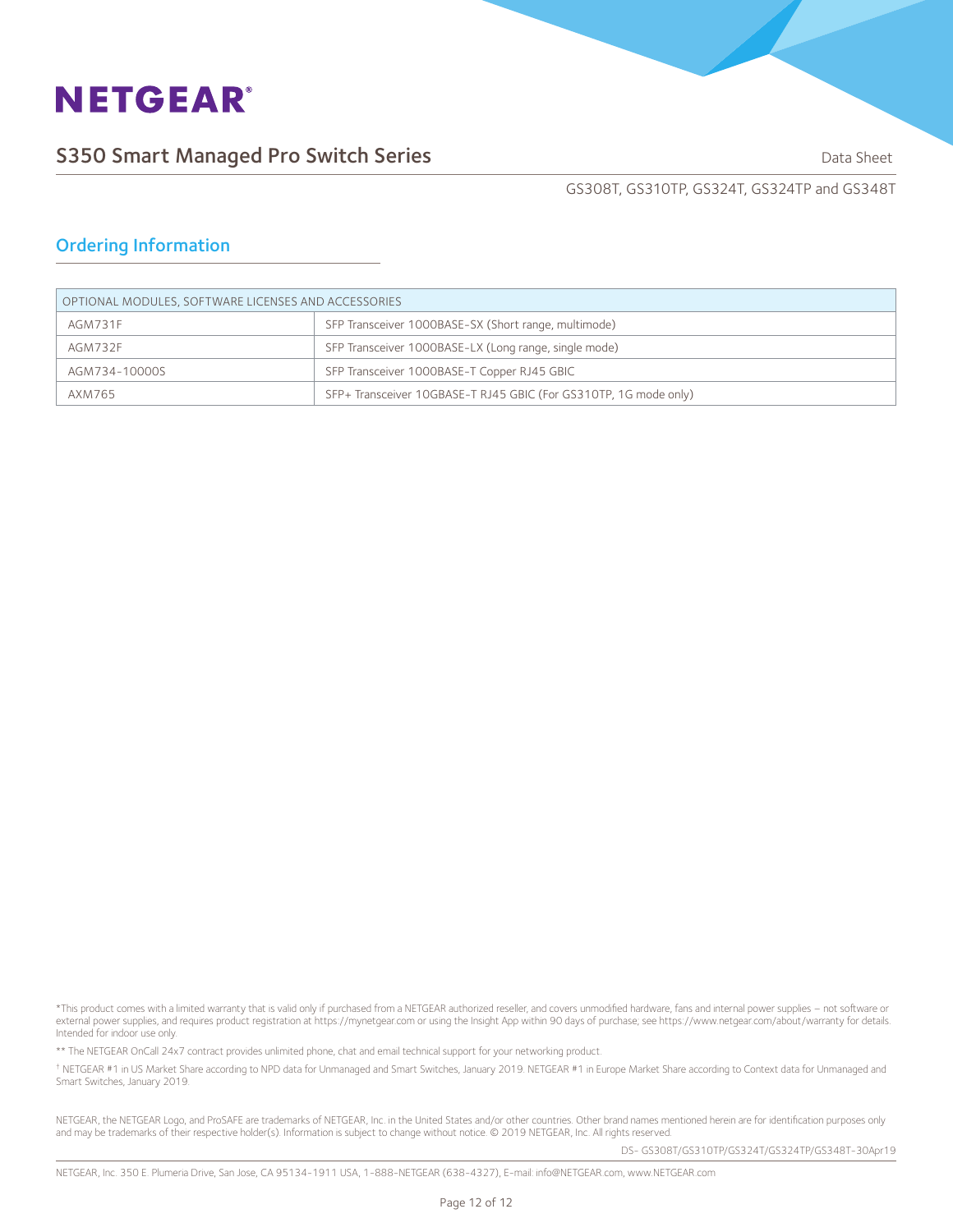## Ordering Information

| OPTIONAL MODULES, SOFTWARE LICENSES AND ACCESSORIES | |
|---|---|
| AGM731F | SFP Transceiver 1000BASE-SX (Short range, multimode) |
| AGM732F | SFP Transceiver 1000BASE-LX (Long range, single mode) |
| AGM734-10000S | SFP Transceiver 1000BASE-T Copper RJ45 GBIC |
| AXM765 | SFP+ Transceiver 10GBASE-T RJ45 GBIC (For GS310TP, 1G mode only) |

*This product comes with a limited warranty that is valid only if purchased from a NETGEAR authorized reseller, and covers unmodified hardware, fans and internal power supplies – not software or external power supplies, and requires product registration at https://mynetgear.com or using the Insight App within 90 days of purchase; see https://www.netgear.com/about/warranty for details. Intended for indoor use only.

** The NETGEAR OnCall 24x7 contract provides unlimited phone, chat and email technical support for your networking product.

† NETGEAR #1 in US Market Share according to NPD data for Unmanaged and Smart Switches, January 2019. NETGEAR #1 in Europe Market Share according to Context data for Unmanaged and Smart Switches, January 2019.

NETGEAR, the NETGEAR Logo, and ProSAFE are trademarks of NETGEAR, Inc. in the United States and/or other countries. Other brand names mentioned herein are for identification purposes only and may be trademarks of their respective holder(s). Information is subject to change without notice. © 2019 NETGEAR, Inc. All rights reserved.

DS- GS308T/GS310TP/GS324T/GS324TP/GS348T-30Apr19

NETGEAR, Inc. 350 E. Plumeria Drive, San Jose, CA 95134-1911 USA, 1-888-NETGEAR (638-4327), E-mail: info@NETGEAR.com, www.NETGEAR.com